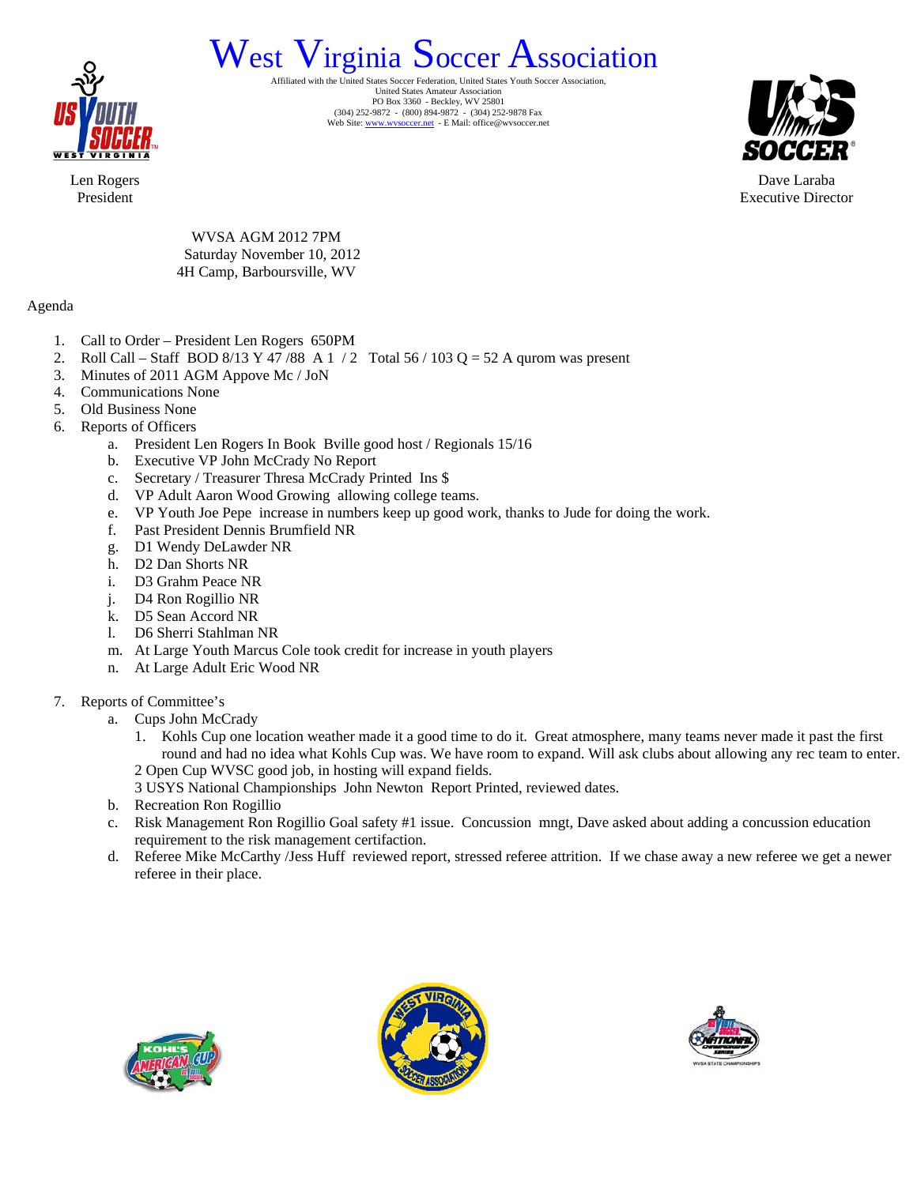# West Virginia Soccer Association

Affiliated with the United States Soccer Federation, United States Youth Soccer Association,
United States Amateur Association
PO Box 3360 - Beckley, WV 25801
(304) 252-9872 - (800) 894-9872 - (304) 252-9878 Fax
Web Site: www.wvsoccer.net - E Mail: office@wvsoccer.net

Len Rogers
President

Dave Laraba
Executive Director

WVSA AGM 2012 7PM
Saturday November 10, 2012
4H Camp, Barboursville, WV

Agenda

1. Call to Order – President Len Rogers 650PM
2. Roll Call – Staff BOD 8/13 Y 47 /88 A 1 / 2 Total 56 / 103 Q = 52 A qurom was present
3. Minutes of 2011 AGM Appove Mc / JoN
4. Communications None
5. Old Business None
6. Reports of Officers
   a. President Len Rogers In Book Bville good host / Regionals 15/16
   b. Executive VP John McCrady No Report
   c. Secretary / Treasurer Thresa McCrady Printed Ins $
   d. VP Adult Aaron Wood Growing allowing college teams.
   e. VP Youth Joe Pepe increase in numbers keep up good work, thanks to Jude for doing the work.
   f. Past President Dennis Brumfield NR
   g. D1 Wendy DeLawder NR
   h. D2 Dan Shorts NR
   i. D3 Grahm Peace NR
   j. D4 Ron Rogillio NR
   k. D5 Sean Accord NR
   l. D6 Sherri Stahlman NR
   m. At Large Youth Marcus Cole took credit for increase in youth players
   n. At Large Adult Eric Wood NR

7. Reports of Committee's
   a. Cups John McCrady
      1. Kohls Cup one location weather made it a good time to do it. Great atmosphere, many teams never made it past the first round and had no idea what Kohls Cup was. We have room to expand. Will ask clubs about allowing any rec team to enter.
      2 Open Cup WVSC good job, in hosting will expand fields.
      3 USYS National Championships John Newton Report Printed, reviewed dates.
   b. Recreation Ron Rogillio
   c. Risk Management Ron Rogillio Goal safety #1 issue. Concussion mngt, Dave asked about adding a concussion education requirement to the risk management certifaction.
   d. Referee Mike McCarthy /Jess Huff reviewed report, stressed referee attrition. If we chase away a new referee we get a newer referee in their place.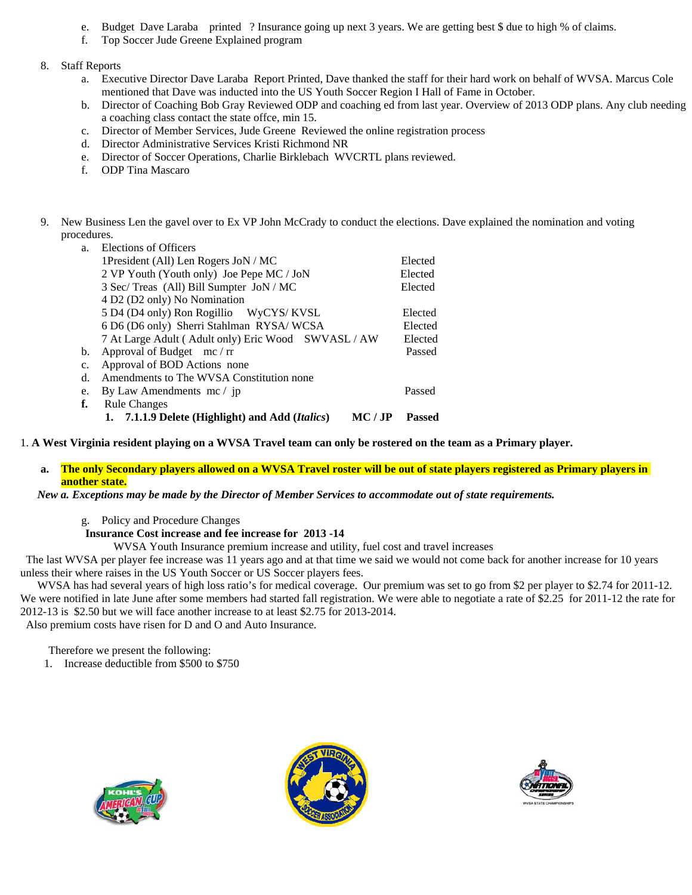e. Budget Dave Laraba printed ? Insurance going up next 3 years. We are getting best $ due to high % of claims.
f. Top Soccer Jude Greene Explained program

8. Staff Reports
   a. Executive Director Dave Laraba Report Printed, Dave thanked the staff for their hard work on behalf of WVSA. Marcus Cole mentioned that Dave was inducted into the US Youth Soccer Region I Hall of Fame in October.
   b. Director of Coaching Bob Gray Reviewed ODP and coaching ed from last year. Overview of 2013 ODP plans. Any club needing a coaching class contact the state offce, min 15.
   c. Director of Member Services, Jude Greene Reviewed the online registration process
   d. Director Administrative Services Kristi Richmond NR
   e. Director of Soccer Operations, Charlie Birklebach WVCRTL plans reviewed.
   f. ODP Tina Mascaro

9. New Business Len the gavel over to Ex VP John McCrady to conduct the elections. Dave explained the nomination and voting procedures.
   a. Elections of Officers
      1President (All) Len Rogers JoN / MC — Elected
      2 VP Youth (Youth only) Joe Pepe MC / JoN — Elected
      3 Sec/ Treas (All) Bill Sumpter JoN / MC — Elected
      4 D2 (D2 only) No Nomination
      5 D4 (D4 only) Ron Rogillio WyCYS/ KVSL — Elected
      6 D6 (D6 only) Sherri Stahlman RYSA/ WCSA — Elected
      7 At Large Adult ( Adult only) Eric Wood SWVASL / AW — Elected
   b. Approval of Budget mc / rr — Passed
   c. Approval of BOD Actions none
   d. Amendments to The WVSA Constitution none
   e. By Law Amendments mc / jp — Passed
   **f.** Rule Changes
      **1. 7.1.1.9 Delete (Highlight) and Add (*Italics*) MC / JP Passed**

1. **A West Virginia resident playing on a WVSA Travel team can only be rostered on the team as a Primary player.**

   **a. The only Secondary players allowed on a WVSA Travel roster will be out of state players registered as Primary players in another state.**

   ***New a. Exceptions may be made by the Director of Member Services to accommodate out of state requirements.***

g. Policy and Procedure Changes

**Insurance Cost increase and fee increase for 2013 -14**

WVSA Youth Insurance premium increase and utility, fuel cost and travel increases

The last WVSA per player fee increase was 11 years ago and at that time we said we would not come back for another increase for 10 years unless their where raises in the US Youth Soccer or US Soccer players fees.

WVSA has had several years of high loss ratio's for medical coverage. Our premium was set to go from $2 per player to $2.74 for 2011-12. We were notified in late June after some members had started fall registration. We were able to negotiate a rate of $2.25 for 2011-12 the rate for 2012-13 is $2.50 but we will face another increase to at least $2.75 for 2013-2014.

Also premium costs have risen for D and O and Auto Insurance.

Therefore we present the following:

1. Increase deductible from $500 to $750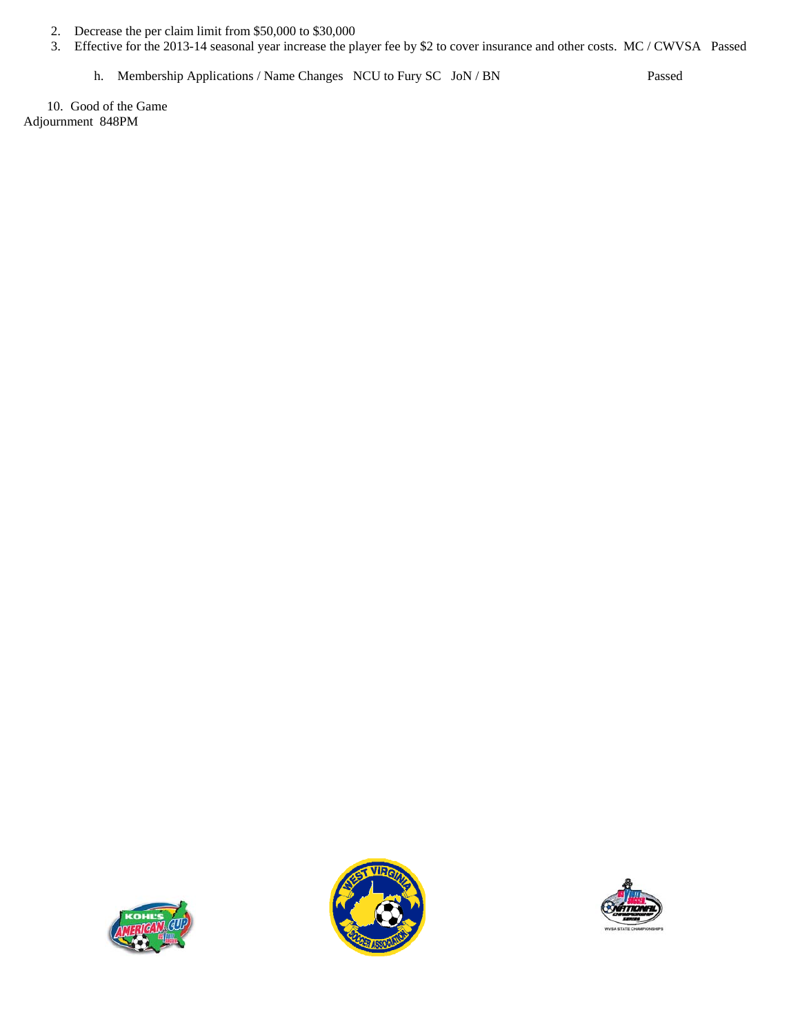2. Decrease the per claim limit from $50,000 to $30,000
3. Effective for the 2013-14 seasonal year increase the player fee by $2 to cover insurance and other costs. MC / CWVSA Passed

h. Membership Applications / Name Changes NCU to Fury SC JoN / BN Passed

10. Good of the Game

Adjournment 848PM